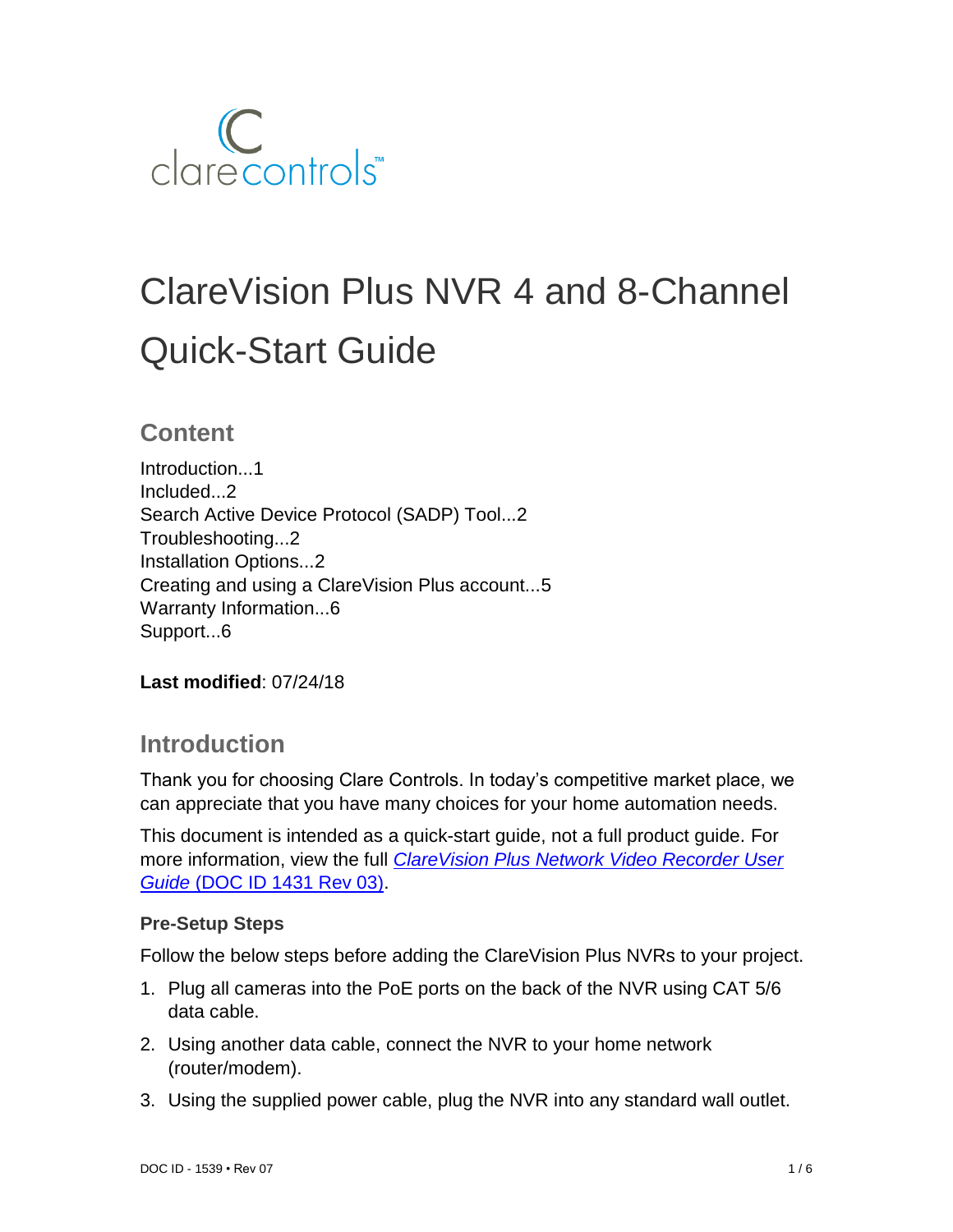clarecontrols™

# ClareVision Plus NVR 4 and 8-Channel Quick-Start Guide

## Content

Introduction...1
Included...2
Search Active Device Protocol (SADP) Tool...2
Troubleshooting...2
Installation Options...2
Creating and using a ClareVision Plus account...5
Warranty Information...6
Support...6

**Last modified**: 07/24/18

## Introduction

Thank you for choosing Clare Controls. In today's competitive market place, we can appreciate that you have many choices for your home automation needs.

This document is intended as a quick-start guide, not a full product guide. For more information, view the full *ClareVision Plus Network Video Recorder User Guide* (DOC ID 1431 Rev 03).

### Pre-Setup Steps

Follow the below steps before adding the ClareVision Plus NVRs to your project.

1. Plug all cameras into the PoE ports on the back of the NVR using CAT 5/6 data cable.
2. Using another data cable, connect the NVR to your home network (router/modem).
3. Using the supplied power cable, plug the NVR into any standard wall outlet.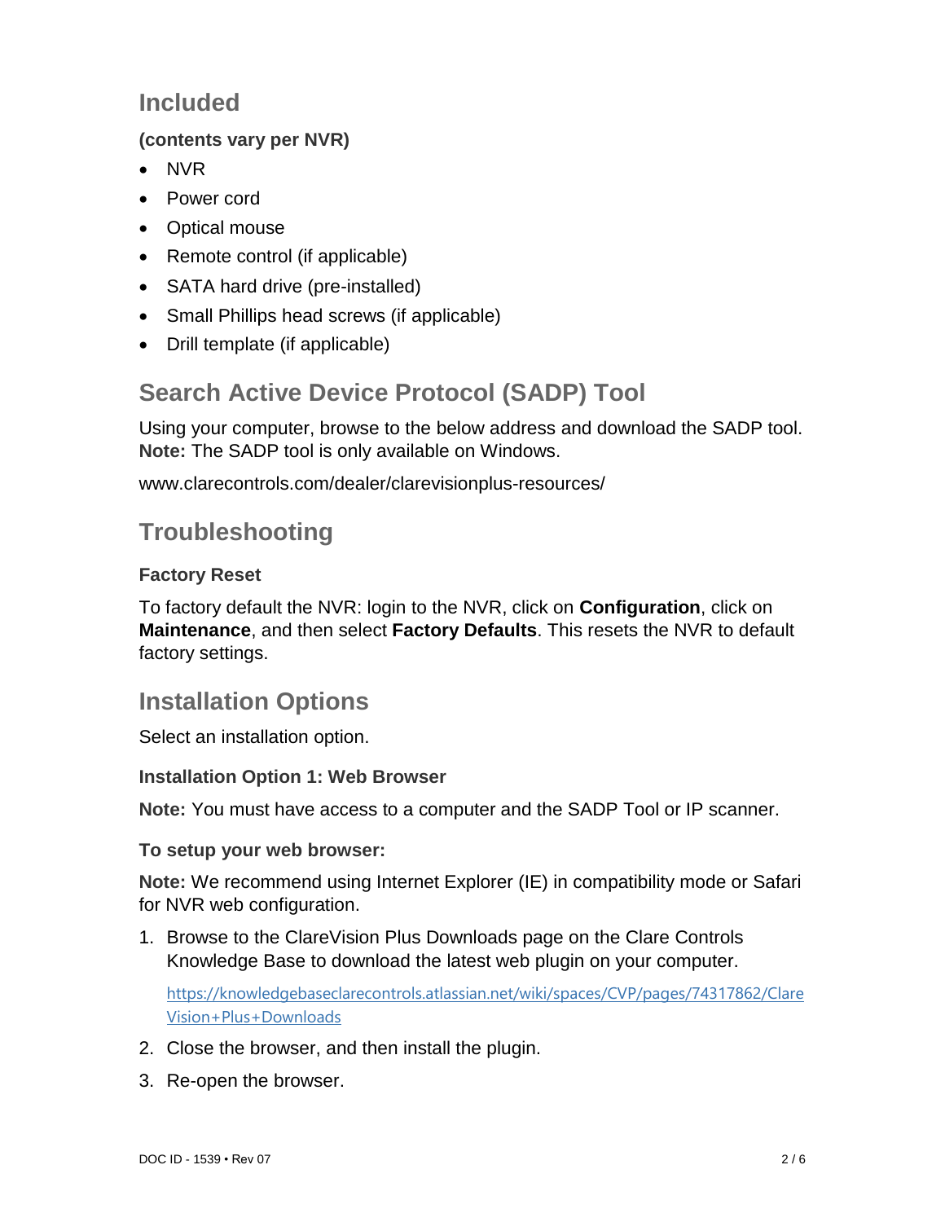## Included

**(contents vary per NVR)**

- NVR
- Power cord
- Optical mouse
- Remote control (if applicable)
- SATA hard drive (pre-installed)
- Small Phillips head screws (if applicable)
- Drill template (if applicable)

## Search Active Device Protocol (SADP) Tool

Using your computer, browse to the below address and download the SADP tool. **Note:** The SADP tool is only available on Windows.

www.clarecontrols.com/dealer/clarevisionplus-resources/

## Troubleshooting

### Factory Reset

To factory default the NVR: login to the NVR, click on **Configuration**, click on **Maintenance**, and then select **Factory Defaults**. This resets the NVR to default factory settings.

## Installation Options

Select an installation option.

### Installation Option 1: Web Browser

**Note:** You must have access to a computer and the SADP Tool or IP scanner.

### To setup your web browser:

**Note:** We recommend using Internet Explorer (IE) in compatibility mode or Safari for NVR web configuration.

1. Browse to the ClareVision Plus Downloads page on the Clare Controls Knowledge Base to download the latest web plugin on your computer.

   https://knowledgebaseclarecontrols.atlassian.net/wiki/spaces/CVP/pages/74317862/ClareVision+Plus+Downloads

2. Close the browser, and then install the plugin.
3. Re-open the browser.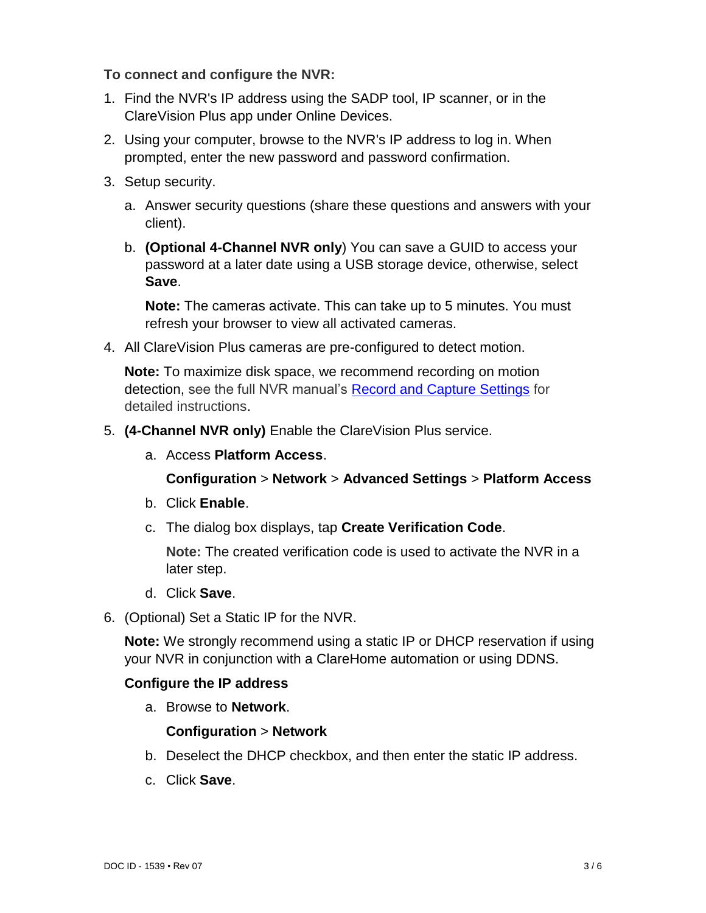**To connect and configure the NVR:**

1. Find the NVR's IP address using the SADP tool, IP scanner, or in the ClareVision Plus app under Online Devices.
2. Using your computer, browse to the NVR's IP address to log in. When prompted, enter the new password and password confirmation.
3. Setup security.
   a. Answer security questions (share these questions and answers with your client).
   b. **(Optional 4-Channel NVR only**) You can save a GUID to access your password at a later date using a USB storage device, otherwise, select **Save**.

   **Note:** The cameras activate. This can take up to 5 minutes. You must refresh your browser to view all activated cameras.
4. All ClareVision Plus cameras are pre-configured to detect motion.

   **Note:** To maximize disk space, we recommend recording on motion detection, see the full NVR manual's Record and Capture Settings for detailed instructions.
5. **(4-Channel NVR only)** Enable the ClareVision Plus service.
   a. Access **Platform Access**.

      **Configuration** > **Network** > **Advanced Settings** > **Platform Access**
   b. Click **Enable**.
   c. The dialog box displays, tap **Create Verification Code**.

      **Note:** The created verification code is used to activate the NVR in a later step.
   d. Click **Save**.
6. (Optional) Set a Static IP for the NVR.

   **Note:** We strongly recommend using a static IP or DHCP reservation if using your NVR in conjunction with a ClareHome automation or using DDNS.

   **Configure the IP address**

   a. Browse to **Network**.

      **Configuration** > **Network**
   b. Deselect the DHCP checkbox, and then enter the static IP address.
   c. Click **Save**.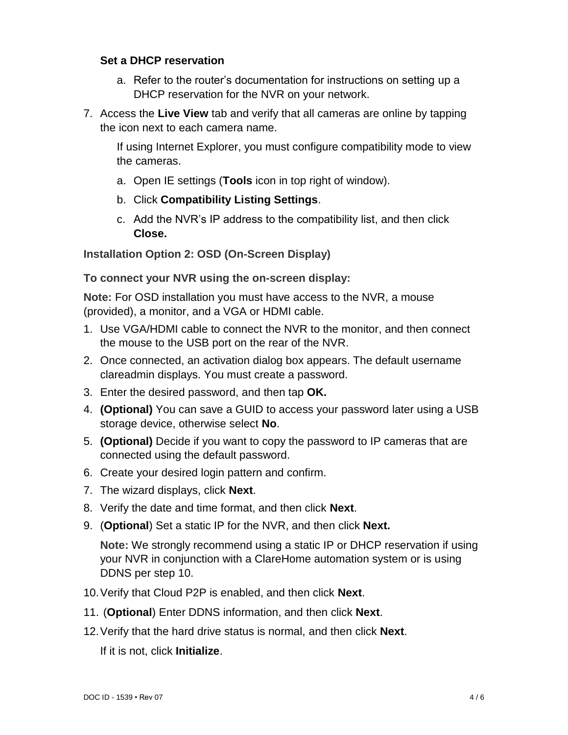**Set a DHCP reservation**

   a. Refer to the router's documentation for instructions on setting up a DHCP reservation for the NVR on your network.

7. Access the **Live View** tab and verify that all cameras are online by tapping the icon next to each camera name.

   If using Internet Explorer, you must configure compatibility mode to view the cameras.

   a. Open IE settings (**Tools** icon in top right of window).

   b. Click **Compatibility Listing Settings**.

   c. Add the NVR's IP address to the compatibility list, and then click **Close.**

### Installation Option 2: OSD (On-Screen Display)

**To connect your NVR using the on-screen display:**

**Note:** For OSD installation you must have access to the NVR, a mouse (provided), a monitor, and a VGA or HDMI cable.

1. Use VGA/HDMI cable to connect the NVR to the monitor, and then connect the mouse to the USB port on the rear of the NVR.
2. Once connected, an activation dialog box appears. The default username clareadmin displays. You must create a password.
3. Enter the desired password, and then tap **OK.**
4. **(Optional)** You can save a GUID to access your password later using a USB storage device, otherwise select **No**.
5. **(Optional)** Decide if you want to copy the password to IP cameras that are connected using the default password.
6. Create your desired login pattern and confirm.
7. The wizard displays, click **Next**.
8. Verify the date and time format, and then click **Next**.
9. (**Optional**) Set a static IP for the NVR, and then click **Next.**

   **Note:** We strongly recommend using a static IP or DHCP reservation if using your NVR in conjunction with a ClareHome automation system or is using DDNS per step 10.

10. Verify that Cloud P2P is enabled, and then click **Next**.
11. (**Optional**) Enter DDNS information, and then click **Next**.
12. Verify that the hard drive status is normal, and then click **Next**.

    If it is not, click **Initialize**.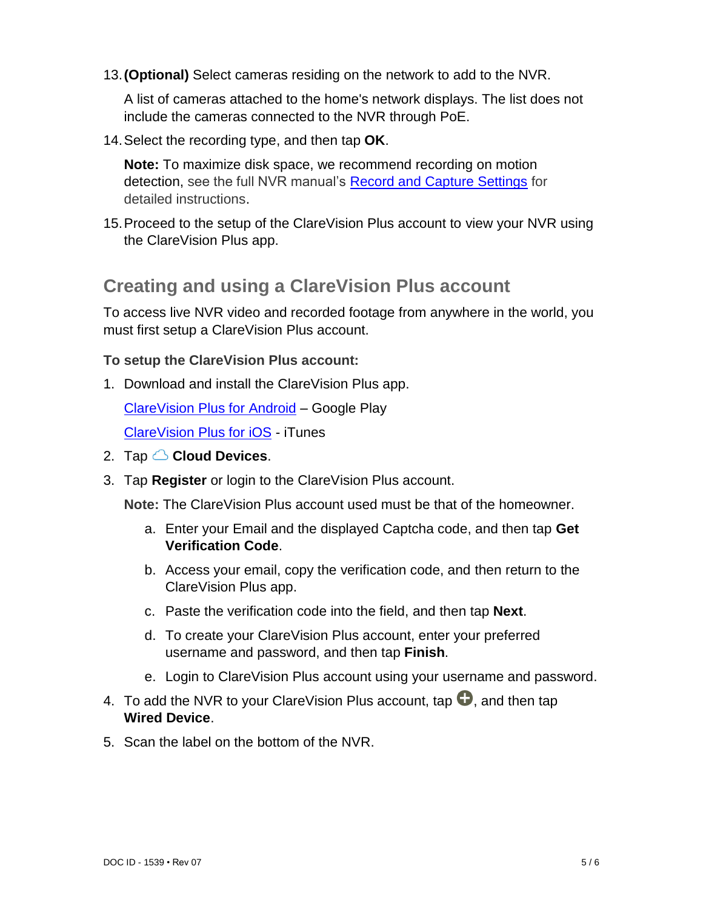13. **(Optional)** Select cameras residing on the network to add to the NVR.

    A list of cameras attached to the home's network displays. The list does not include the cameras connected to the NVR through PoE.

14. Select the recording type, and then tap **OK**.

    **Note:** To maximize disk space, we recommend recording on motion detection, see the full NVR manual's [Record and Capture Settings] for detailed instructions.

15. Proceed to the setup of the ClareVision Plus account to view your NVR using the ClareVision Plus app.

## Creating and using a ClareVision Plus account

To access live NVR video and recorded footage from anywhere in the world, you must first setup a ClareVision Plus account.

**To setup the ClareVision Plus account:**

1. Download and install the ClareVision Plus app.

   [ClareVision Plus for Android] – Google Play

   [ClareVision Plus for iOS] - iTunes

2. Tap **Cloud Devices**.

3. Tap **Register** or login to the ClareVision Plus account.

   **Note:** The ClareVision Plus account used must be that of the homeowner.

   a. Enter your Email and the displayed Captcha code, and then tap **Get Verification Code**.

   b. Access your email, copy the verification code, and then return to the ClareVision Plus app.

   c. Paste the verification code into the field, and then tap **Next**.

   d. To create your ClareVision Plus account, enter your preferred username and password, and then tap **Finish**.

   e. Login to ClareVision Plus account using your username and password.

4. To add the NVR to your ClareVision Plus account, tap ⊕, and then tap **Wired Device**.

5. Scan the label on the bottom of the NVR.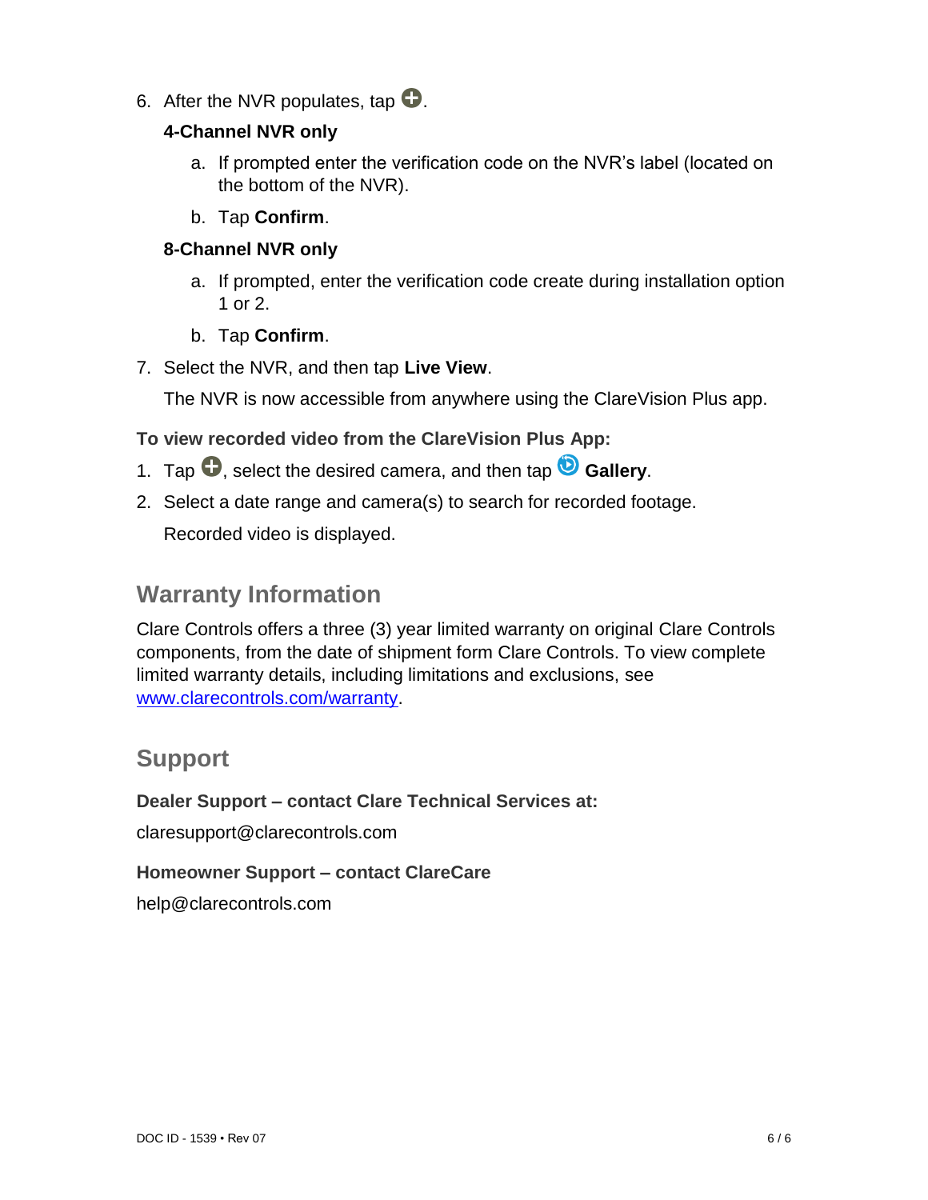6. After the NVR populates, tap ⊕.

   **4-Channel NVR only**

   a. If prompted enter the verification code on the NVR's label (located on the bottom of the NVR).

   b. Tap **Confirm**.

   **8-Channel NVR only**

   a. If prompted, enter the verification code create during installation option 1 or 2.

   b. Tap **Confirm**.

7. Select the NVR, and then tap **Live View**.

   The NVR is now accessible from anywhere using the ClareVision Plus app.

**To view recorded video from the ClareVision Plus App:**

1. Tap ⊕, select the desired camera, and then tap **Gallery**.
2. Select a date range and camera(s) to search for recorded footage.

   Recorded video is displayed.

## Warranty Information

Clare Controls offers a three (3) year limited warranty on original Clare Controls components, from the date of shipment form Clare Controls. To view complete limited warranty details, including limitations and exclusions, see www.clarecontrols.com/warranty.

## Support

**Dealer Support – contact Clare Technical Services at:**

claresupport@clarecontrols.com

**Homeowner Support – contact ClareCare**

help@clarecontrols.com